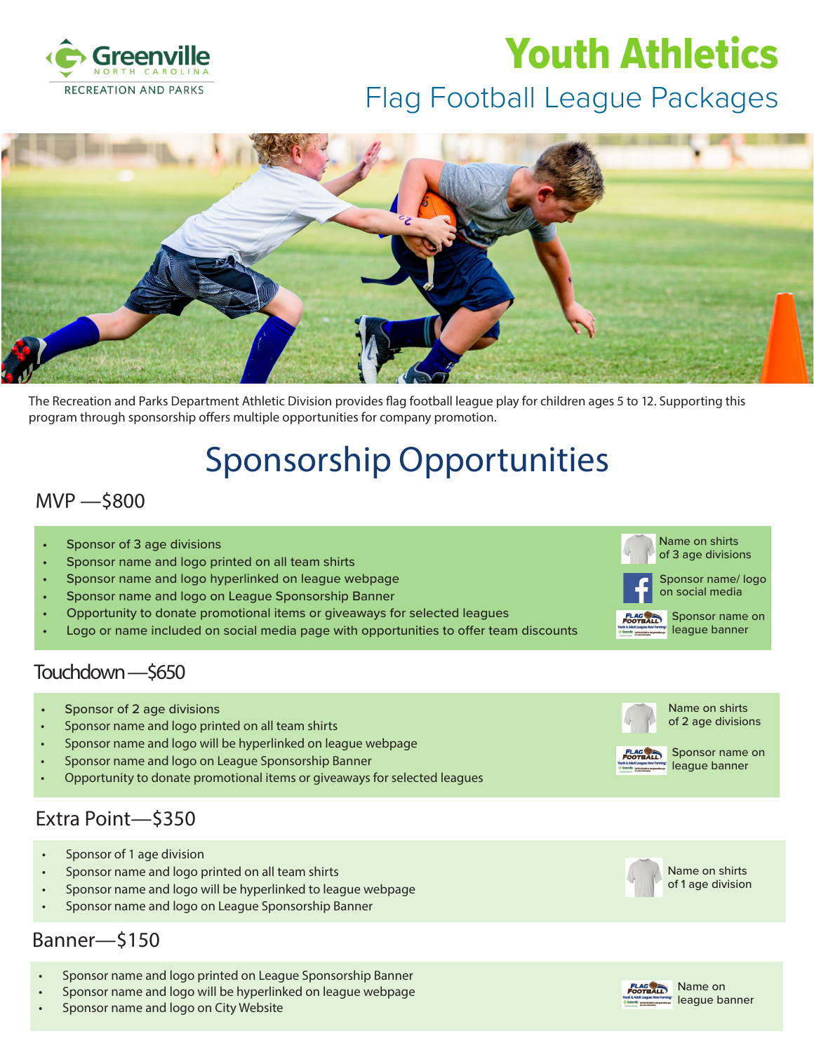Greenville NORTH CAROLINA
RECREATION AND PARKS

# Youth Athletics

## Flag Football League Packages

The Recreation and Parks Department Athletic Division provides flag football league play for children ages 5 to 12. Supporting this program through sponsorship offers multiple opportunities for company promotion.

# Sponsorship Opportunities

## MVP —$800

- Sponsor of 3 age divisions
- Sponsor name and logo printed on all team shirts
- Sponsor name and logo hyperlinked on league webpage
- Sponsor name and logo on League Sponsorship Banner
- Opportunity to donate promotional items or giveaways for selected leagues
- Logo or name included on social media page with opportunities to offer team discounts

Name on shirts of 3 age divisions

Sponsor name/ logo on social media

Sponsor name on league banner

## Touchdown—$650

- Sponsor of 2 age divisions
- Sponsor name and logo printed on all team shirts
- Sponsor name and logo will be hyperlinked on league webpage
- Sponsor name and logo on League Sponsorship Banner
- Opportunity to donate promotional items or giveaways for selected leagues

Name on shirts of 2 age divisions

Sponsor name on league banner

## Extra Point—$350

- Sponsor of 1 age division
- Sponsor name and logo printed on all team shirts
- Sponsor name and logo will be hyperlinked to league webpage
- Sponsor name and logo on League Sponsorship Banner

Name on shirts of 1 age division

## Banner—$150

- Sponsor name and logo printed on League Sponsorship Banner
- Sponsor name and logo will be hyperlinked on league webpage
- Sponsor name and logo on City Website

Name on league banner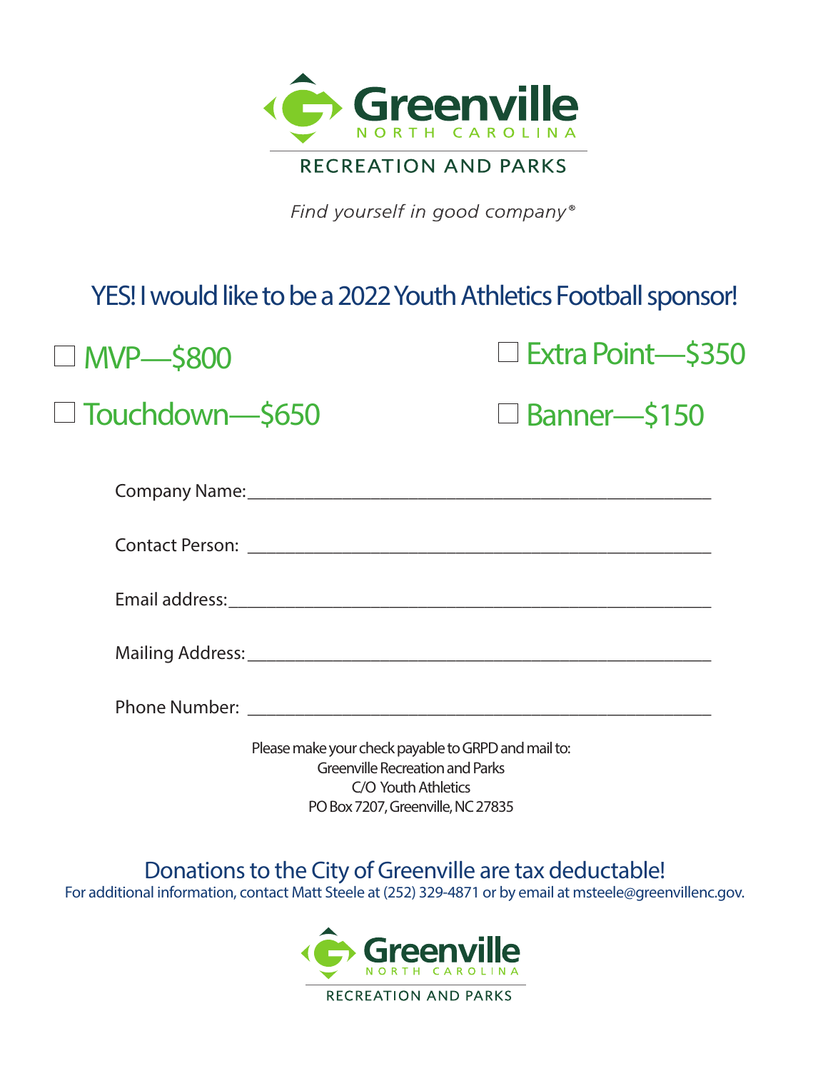Greenville

NORTH CAROLINA

RECREATION AND PARKS

*Find yourself in good company®*

## YES! I would like to be a 2022 Youth Athletics Football sponsor!

☐ MVP—$800

☐ Extra Point—$350

☐ Touchdown—$650

☐ Banner—$150

Company Name:_______________________________________________

Contact Person: ______________________________________________

Email address:________________________________________________

Mailing Address:______________________________________________

Phone Number: _______________________________________________

Please make your check payable to GRPD and mail to:
Greenville Recreation and Parks
C/O Youth Athletics
PO Box 7207, Greenville, NC 27835

## Donations to the City of Greenville are tax deductable!

For additional information, contact Matt Steele at (252) 329-4871 or by email at msteele@greenvillenc.gov.

Greenville

NORTH CAROLINA

RECREATION AND PARKS